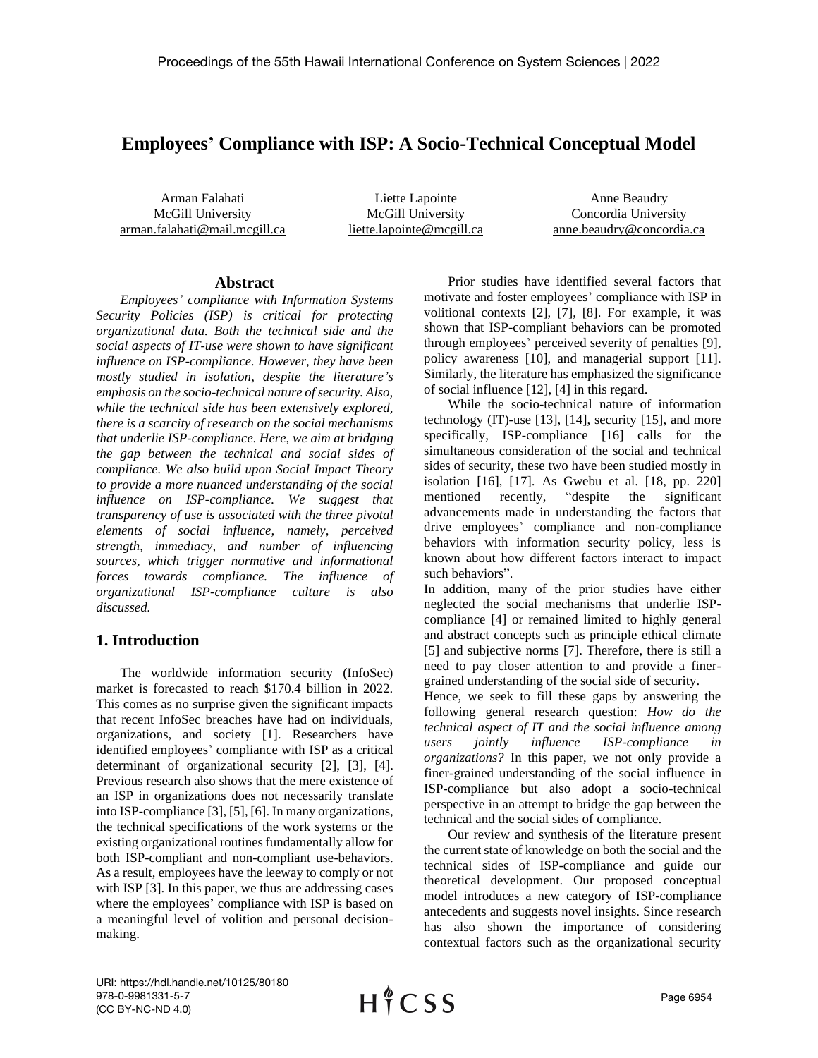# Employees' Compliance with ISP: A Socio-Technical Conceptual Model

Arman Falahati
McGill University
arman.falahati@mail.mcgill.ca

Liette Lapointe
McGill University
liette.lapointe@mcgill.ca

Anne Beaudry
Concordia University
anne.beaudry@concordia.ca

## Abstract

*Employees' compliance with Information Systems Security Policies (ISP) is critical for protecting organizational data. Both the technical side and the social aspects of IT-use were shown to have significant influence on ISP-compliance. However, they have been mostly studied in isolation, despite the literature's emphasis on the socio-technical nature of security. Also, while the technical side has been extensively explored, there is a scarcity of research on the social mechanisms that underlie ISP-compliance. Here, we aim at bridging the gap between the technical and social sides of compliance. We also build upon Social Impact Theory to provide a more nuanced understanding of the social influence on ISP-compliance. We suggest that transparency of use is associated with the three pivotal elements of social influence, namely, perceived strength, immediacy, and number of influencing sources, which trigger normative and informational forces towards compliance. The influence of organizational ISP-compliance culture is also discussed.*

## 1. Introduction

The worldwide information security (InfoSec) market is forecasted to reach $170.4 billion in 2022. This comes as no surprise given the significant impacts that recent InfoSec breaches have had on individuals, organizations, and society [1]. Researchers have identified employees' compliance with ISP as a critical determinant of organizational security [2], [3], [4]. Previous research also shows that the mere existence of an ISP in organizations does not necessarily translate into ISP-compliance [3], [5], [6]. In many organizations, the technical specifications of the work systems or the existing organizational routines fundamentally allow for both ISP-compliant and non-compliant use-behaviors. As a result, employees have the leeway to comply or not with ISP [3]. In this paper, we thus are addressing cases where the employees' compliance with ISP is based on a meaningful level of volition and personal decision-making.

Prior studies have identified several factors that motivate and foster employees' compliance with ISP in volitional contexts [2], [7], [8]. For example, it was shown that ISP-compliant behaviors can be promoted through employees' perceived severity of penalties [9], policy awareness [10], and managerial support [11]. Similarly, the literature has emphasized the significance of social influence [12], [4] in this regard.

While the socio-technical nature of information technology (IT)-use [13], [14], security [15], and more specifically, ISP-compliance [16] calls for the simultaneous consideration of the social and technical sides of security, these two have been studied mostly in isolation [16], [17]. As Gwebu et al. [18, pp. 220] mentioned recently, "despite the significant advancements made in understanding the factors that drive employees' compliance and non-compliance behaviors with information security policy, less is known about how different factors interact to impact such behaviors".

In addition, many of the prior studies have either neglected the social mechanisms that underlie ISP-compliance [4] or remained limited to highly general and abstract concepts such as principle ethical climate [5] and subjective norms [7]. Therefore, there is still a need to pay closer attention to and provide a finer-grained understanding of the social side of security.

Hence, we seek to fill these gaps by answering the following general research question: *How do the technical aspect of IT and the social influence among users jointly influence ISP-compliance in organizations?* In this paper, we not only provide a finer-grained understanding of the social influence in ISP-compliance but also adopt a socio-technical perspective in an attempt to bridge the gap between the technical and the social sides of compliance.

Our review and synthesis of the literature present the current state of knowledge on both the social and the technical sides of ISP-compliance and guide our theoretical development. Our proposed conceptual model introduces a new category of ISP-compliance antecedents and suggests novel insights. Since research has also shown the importance of considering contextual factors such as the organizational security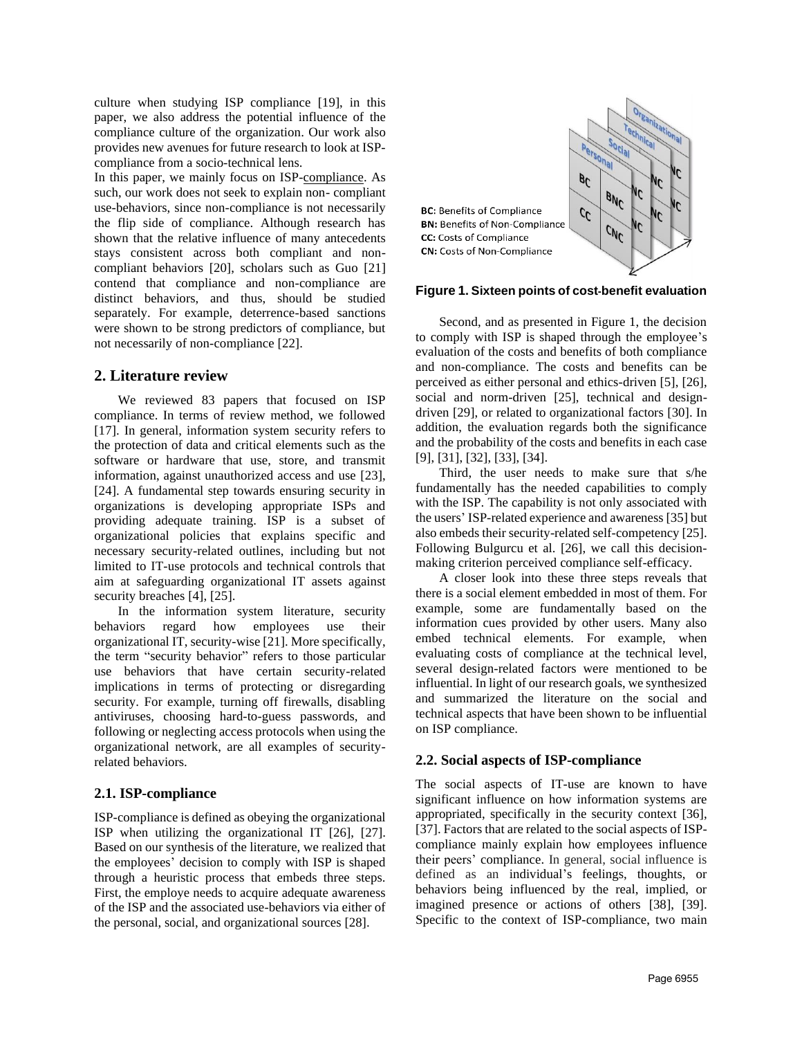culture when studying ISP compliance [19], in this paper, we also address the potential influence of the compliance culture of the organization. Our work also provides new avenues for future research to look at ISP-compliance from a socio-technical lens.

In this paper, we mainly focus on ISP-compliance. As such, our work does not seek to explain non- compliant use-behaviors, since non-compliance is not necessarily the flip side of compliance. Although research has shown that the relative influence of many antecedents stays consistent across both compliant and non-compliant behaviors [20], scholars such as Guo [21] contend that compliance and non-compliance are distinct behaviors, and thus, should be studied separately. For example, deterrence-based sanctions were shown to be strong predictors of compliance, but not necessarily of non-compliance [22].

## 2. Literature review

We reviewed 83 papers that focused on ISP compliance. In terms of review method, we followed [17]. In general, information system security refers to the protection of data and critical elements such as the software or hardware that use, store, and transmit information, against unauthorized access and use [23], [24]. A fundamental step towards ensuring security in organizations is developing appropriate ISPs and providing adequate training. ISP is a subset of organizational policies that explains specific and necessary security-related outlines, including but not limited to IT-use protocols and technical controls that aim at safeguarding organizational IT assets against security breaches [4], [25].

In the information system literature, security behaviors regard how employees use their organizational IT, security-wise [21]. More specifically, the term "security behavior" refers to those particular use behaviors that have certain security-related implications in terms of protecting or disregarding security. For example, turning off firewalls, disabling antiviruses, choosing hard-to-guess passwords, and following or neglecting access protocols when using the organizational network, are all examples of security-related behaviors.

### 2.1. ISP-compliance

ISP-compliance is defined as obeying the organizational ISP when utilizing the organizational IT [26], [27]. Based on our synthesis of the literature, we realized that the employees' decision to comply with ISP is shaped through a heuristic process that embeds three steps. First, the employe needs to acquire adequate awareness of the ISP and the associated use-behaviors via either of the personal, social, and organizational sources [28].

BC: Benefits of Compliance
BN: Benefits of Non-Compliance
CC: Costs of Compliance
CN: Costs of Non-Compliance

**Figure 1. Sixteen points of cost-benefit evaluation**

Second, and as presented in Figure 1, the decision to comply with ISP is shaped through the employee's evaluation of the costs and benefits of both compliance and non-compliance. The costs and benefits can be perceived as either personal and ethics-driven [5], [26], social and norm-driven [25], technical and design-driven [29], or related to organizational factors [30]. In addition, the evaluation regards both the significance and the probability of the costs and benefits in each case [9], [31], [32], [33], [34].

Third, the user needs to make sure that s/he fundamentally has the needed capabilities to comply with the ISP. The capability is not only associated with the users' ISP-related experience and awareness [35] but also embeds their security-related self-competency [25]. Following Bulgurcu et al. [26], we call this decision-making criterion perceived compliance self-efficacy.

A closer look into these three steps reveals that there is a social element embedded in most of them. For example, some are fundamentally based on the information cues provided by other users. Many also embed technical elements. For example, when evaluating costs of compliance at the technical level, several design-related factors were mentioned to be influential. In light of our research goals, we synthesized and summarized the literature on the social and technical aspects that have been shown to be influential on ISP compliance.

### 2.2. Social aspects of ISP-compliance

The social aspects of IT-use are known to have significant influence on how information systems are appropriated, specifically in the security context [36], [37]. Factors that are related to the social aspects of ISP-compliance mainly explain how employees influence their peers' compliance. In general, social influence is defined as an individual's feelings, thoughts, or behaviors being influenced by the real, implied, or imagined presence or actions of others [38], [39]. Specific to the context of ISP-compliance, two main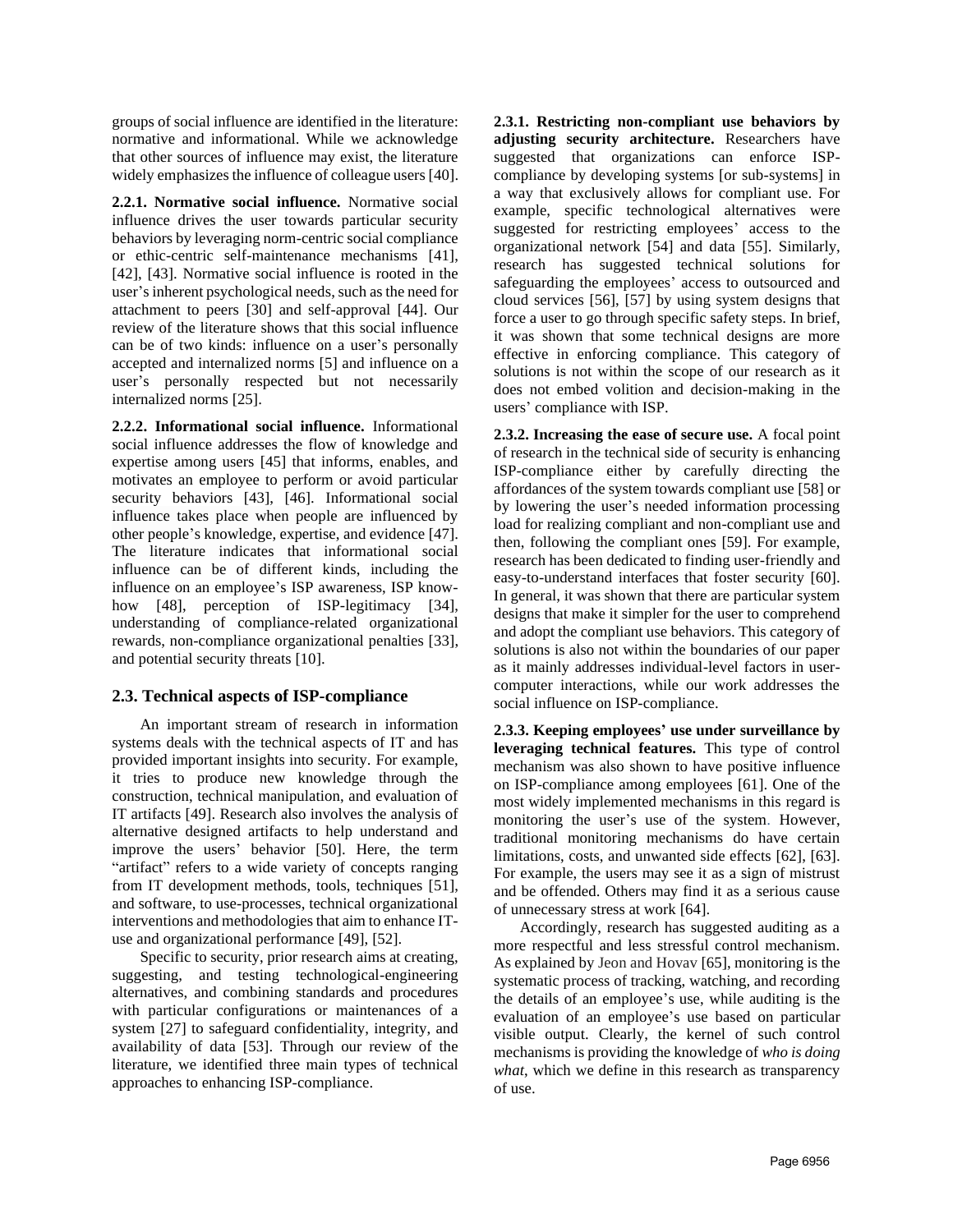groups of social influence are identified in the literature: normative and informational. While we acknowledge that other sources of influence may exist, the literature widely emphasizes the influence of colleague users [40].

**2.2.1. Normative social influence.** Normative social influence drives the user towards particular security behaviors by leveraging norm-centric social compliance or ethic-centric self-maintenance mechanisms [41], [42], [43]. Normative social influence is rooted in the user's inherent psychological needs, such as the need for attachment to peers [30] and self-approval [44]. Our review of the literature shows that this social influence can be of two kinds: influence on a user's personally accepted and internalized norms [5] and influence on a user's personally respected but not necessarily internalized norms [25].

**2.2.2. Informational social influence.** Informational social influence addresses the flow of knowledge and expertise among users [45] that informs, enables, and motivates an employee to perform or avoid particular security behaviors [43], [46]. Informational social influence takes place when people are influenced by other people's knowledge, expertise, and evidence [47]. The literature indicates that informational social influence can be of different kinds, including the influence on an employee's ISP awareness, ISP know-how [48], perception of ISP-legitimacy [34], understanding of compliance-related organizational rewards, non-compliance organizational penalties [33], and potential security threats [10].

## 2.3. Technical aspects of ISP-compliance

An important stream of research in information systems deals with the technical aspects of IT and has provided important insights into security. For example, it tries to produce new knowledge through the construction, technical manipulation, and evaluation of IT artifacts [49]. Research also involves the analysis of alternative designed artifacts to help understand and improve the users' behavior [50]. Here, the term "artifact" refers to a wide variety of concepts ranging from IT development methods, tools, techniques [51], and software, to use-processes, technical organizational interventions and methodologies that aim to enhance IT-use and organizational performance [49], [52].

Specific to security, prior research aims at creating, suggesting, and testing technological-engineering alternatives, and combining standards and procedures with particular configurations or maintenances of a system [27] to safeguard confidentiality, integrity, and availability of data [53]. Through our review of the literature, we identified three main types of technical approaches to enhancing ISP-compliance.

**2.3.1. Restricting non-compliant use behaviors by adjusting security architecture.** Researchers have suggested that organizations can enforce ISP-compliance by developing systems [or sub-systems] in a way that exclusively allows for compliant use. For example, specific technological alternatives were suggested for restricting employees' access to the organizational network [54] and data [55]. Similarly, research has suggested technical solutions for safeguarding the employees' access to outsourced and cloud services [56], [57] by using system designs that force a user to go through specific safety steps. In brief, it was shown that some technical designs are more effective in enforcing compliance. This category of solutions is not within the scope of our research as it does not embed volition and decision-making in the users' compliance with ISP.

**2.3.2. Increasing the ease of secure use.** A focal point of research in the technical side of security is enhancing ISP-compliance either by carefully directing the affordances of the system towards compliant use [58] or by lowering the user's needed information processing load for realizing compliant and non-compliant use and then, following the compliant ones [59]. For example, research has been dedicated to finding user-friendly and easy-to-understand interfaces that foster security [60]. In general, it was shown that there are particular system designs that make it simpler for the user to comprehend and adopt the compliant use behaviors. This category of solutions is also not within the boundaries of our paper as it mainly addresses individual-level factors in user-computer interactions, while our work addresses the social influence on ISP-compliance.

**2.3.3. Keeping employees' use under surveillance by leveraging technical features.** This type of control mechanism was also shown to have positive influence on ISP-compliance among employees [61]. One of the most widely implemented mechanisms in this regard is monitoring the user's use of the system. However, traditional monitoring mechanisms do have certain limitations, costs, and unwanted side effects [62], [63]. For example, the users may see it as a sign of mistrust and be offended. Others may find it as a serious cause of unnecessary stress at work [64].

Accordingly, research has suggested auditing as a more respectful and less stressful control mechanism. As explained by Jeon and Hovav [65], monitoring is the systematic process of tracking, watching, and recording the details of an employee's use, while auditing is the evaluation of an employee's use based on particular visible output. Clearly, the kernel of such control mechanisms is providing the knowledge of *who is doing what*, which we define in this research as transparency of use.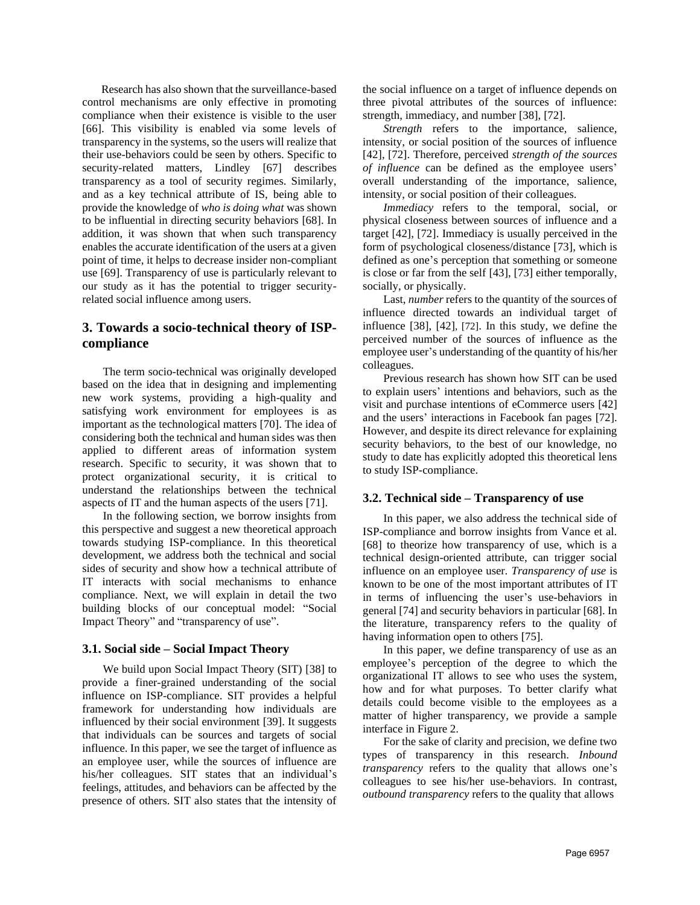Research has also shown that the surveillance-based control mechanisms are only effective in promoting compliance when their existence is visible to the user [66]. This visibility is enabled via some levels of transparency in the systems, so the users will realize that their use-behaviors could be seen by others. Specific to security-related matters, Lindley [67] describes transparency as a tool of security regimes. Similarly, and as a key technical attribute of IS, being able to provide the knowledge of *who is doing what* was shown to be influential in directing security behaviors [68]. In addition, it was shown that when such transparency enables the accurate identification of the users at a given point of time, it helps to decrease insider non-compliant use [69]. Transparency of use is particularly relevant to our study as it has the potential to trigger security-related social influence among users.

## 3. Towards a socio-technical theory of ISP-compliance

The term socio-technical was originally developed based on the idea that in designing and implementing new work systems, providing a high-quality and satisfying work environment for employees is as important as the technological matters [70]. The idea of considering both the technical and human sides was then applied to different areas of information system research. Specific to security, it was shown that to protect organizational security, it is critical to understand the relationships between the technical aspects of IT and the human aspects of the users [71].

In the following section, we borrow insights from this perspective and suggest a new theoretical approach towards studying ISP-compliance. In this theoretical development, we address both the technical and social sides of security and show how a technical attribute of IT interacts with social mechanisms to enhance compliance. Next, we will explain in detail the two building blocks of our conceptual model: "Social Impact Theory" and "transparency of use".

### 3.1. Social side – Social Impact Theory

We build upon Social Impact Theory (SIT) [38] to provide a finer-grained understanding of the social influence on ISP-compliance. SIT provides a helpful framework for understanding how individuals are influenced by their social environment [39]. It suggests that individuals can be sources and targets of social influence. In this paper, we see the target of influence as an employee user, while the sources of influence are his/her colleagues. SIT states that an individual's feelings, attitudes, and behaviors can be affected by the presence of others. SIT also states that the intensity of the social influence on a target of influence depends on three pivotal attributes of the sources of influence: strength, immediacy, and number [38], [72].

*Strength* refers to the importance, salience, intensity, or social position of the sources of influence [42], [72]. Therefore, perceived *strength of the sources of influence* can be defined as the employee users' overall understanding of the importance, salience, intensity, or social position of their colleagues.

*Immediacy* refers to the temporal, social, or physical closeness between sources of influence and a target [42], [72]. Immediacy is usually perceived in the form of psychological closeness/distance [73], which is defined as one's perception that something or someone is close or far from the self [43], [73] either temporally, socially, or physically.

Last, *number* refers to the quantity of the sources of influence directed towards an individual target of influence [38], [42], [72]. In this study, we define the perceived number of the sources of influence as the employee user's understanding of the quantity of his/her colleagues.

Previous research has shown how SIT can be used to explain users' intentions and behaviors, such as the visit and purchase intentions of eCommerce users [42] and the users' interactions in Facebook fan pages [72]. However, and despite its direct relevance for explaining security behaviors, to the best of our knowledge, no study to date has explicitly adopted this theoretical lens to study ISP-compliance.

### 3.2. Technical side – Transparency of use

In this paper, we also address the technical side of ISP-compliance and borrow insights from Vance et al. [68] to theorize how transparency of use, which is a technical design-oriented attribute, can trigger social influence on an employee user. *Transparency of use* is known to be one of the most important attributes of IT in terms of influencing the user's use-behaviors in general [74] and security behaviors in particular [68]. In the literature, transparency refers to the quality of having information open to others [75].

In this paper, we define transparency of use as an employee's perception of the degree to which the organizational IT allows to see who uses the system, how and for what purposes. To better clarify what details could become visible to the employees as a matter of higher transparency, we provide a sample interface in Figure 2.

For the sake of clarity and precision, we define two types of transparency in this research. *Inbound transparency* refers to the quality that allows one's colleagues to see his/her use-behaviors. In contrast, *outbound transparency* refers to the quality that allows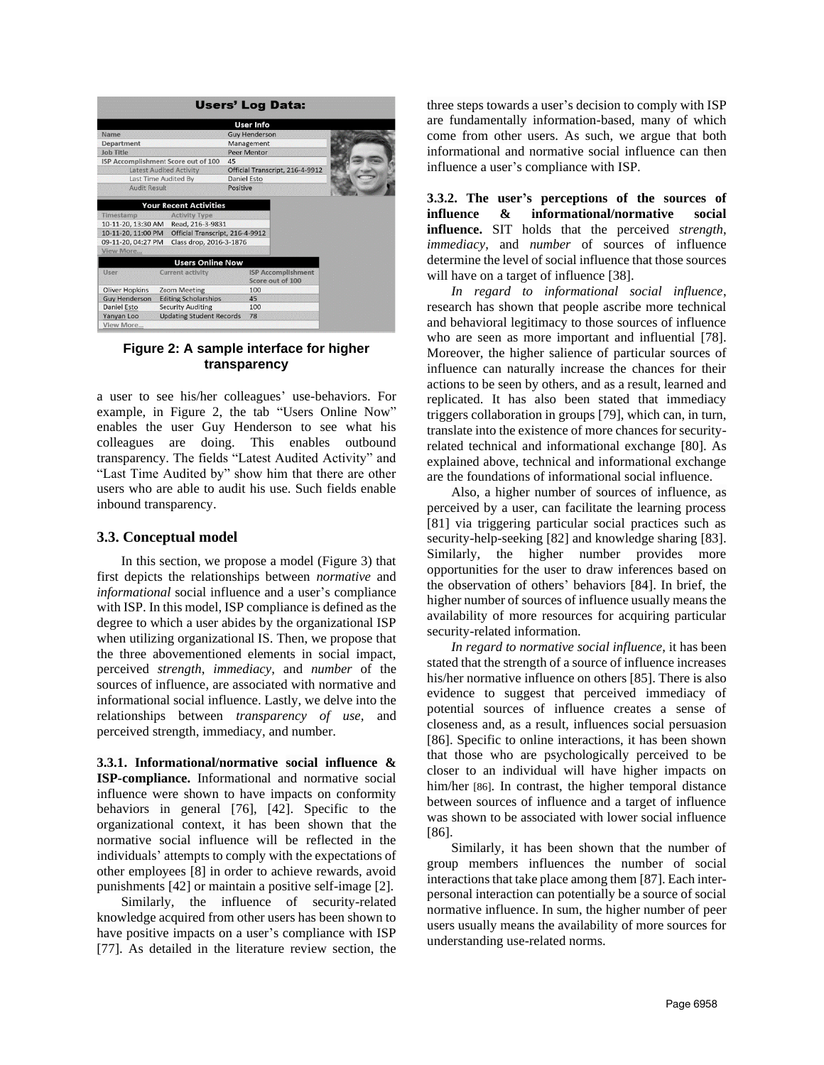**Users' Log Data:**

| User Info | |
|---|---|
| Name | Guy Henderson |
| Department | Management |
| Job Title | Peer Mentor |
| ISP Accomplishment Score out of 100 | 45 |
| Latest Audited Activity | Official Transcript, 216-4-9912 |
| Last Time Audited By | Daniel Esto |
| Audit Result | Positive |

| Your Recent Activities | |
|---|---|
| Timestamp | Activity Type |
| 10-11-20, 13:30 AM | Read, 216-3-9831 |
| 10-11-20, 11:00 PM | Official Transcript, 216-4-9912 |
| 09-11-20, 04:27 PM | Class drop, 2016-3-1876 |
| View More... | |

| Users Online Now | | |
|---|---|---|
| User | Current activity | ISP Accomplishment Score out of 100 |
| Oliver Hopkins | Zoom Meeting | 100 |
| Guy Henderson | Editing Scholarships | 45 |
| Daniel Esto | Security Auditing | 100 |
| Yanyan Loo | Updating Student Records | 78 |
| View More... | | |

**Figure 2: A sample interface for higher transparency**

a user to see his/her colleagues' use-behaviors. For example, in Figure 2, the tab "Users Online Now" enables the user Guy Henderson to see what his colleagues are doing. This enables outbound transparency. The fields "Latest Audited Activity" and "Last Time Audited by" show him that there are other users who are able to audit his use. Such fields enable inbound transparency.

### 3.3. Conceptual model

In this section, we propose a model (Figure 3) that first depicts the relationships between *normative* and *informational* social influence and a user's compliance with ISP. In this model, ISP compliance is defined as the degree to which a user abides by the organizational ISP when utilizing organizational IS. Then, we propose that the three abovementioned elements in social impact, perceived *strength*, *immediacy*, and *number* of the sources of influence, are associated with normative and informational social influence. Lastly, we delve into the relationships between *transparency of use,* and perceived strength, immediacy, and number.

**3.3.1. Informational/normative social influence & ISP-compliance.** Informational and normative social influence were shown to have impacts on conformity behaviors in general [76], [42]. Specific to the organizational context, it has been shown that the normative social influence will be reflected in the individuals' attempts to comply with the expectations of other employees [8] in order to achieve rewards, avoid punishments [42] or maintain a positive self-image [2].

Similarly, the influence of security-related knowledge acquired from other users has been shown to have positive impacts on a user's compliance with ISP [77]. As detailed in the literature review section, the three steps towards a user's decision to comply with ISP are fundamentally information-based, many of which come from other users. As such, we argue that both informational and normative social influence can then influence a user's compliance with ISP.

**3.3.2. The user's perceptions of the sources of influence & informational/normative social influence.** SIT holds that the perceived *strength*, *immediacy*, and *number* of sources of influence determine the level of social influence that those sources will have on a target of influence [38].

*In regard to informational social influence*, research has shown that people ascribe more technical and behavioral legitimacy to those sources of influence who are seen as more important and influential [78]. Moreover, the higher salience of particular sources of influence can naturally increase the chances for their actions to be seen by others, and as a result, learned and replicated. It has also been stated that immediacy triggers collaboration in groups [79], which can, in turn, translate into the existence of more chances for security-related technical and informational exchange [80]. As explained above, technical and informational exchange are the foundations of informational social influence.

Also, a higher number of sources of influence, as perceived by a user, can facilitate the learning process [81] via triggering particular social practices such as security-help-seeking [82] and knowledge sharing [83]. Similarly, the higher number provides more opportunities for the user to draw inferences based on the observation of others' behaviors [84]. In brief, the higher number of sources of influence usually means the availability of more resources for acquiring particular security-related information.

*In regard to normative social influence*, it has been stated that the strength of a source of influence increases his/her normative influence on others [85]. There is also evidence to suggest that perceived immediacy of potential sources of influence creates a sense of closeness and, as a result, influences social persuasion [86]. Specific to online interactions, it has been shown that those who are psychologically perceived to be closer to an individual will have higher impacts on him/her [86]. In contrast, the higher temporal distance between sources of influence and a target of influence was shown to be associated with lower social influence [86].

Similarly, it has been shown that the number of group members influences the number of social interactions that take place among them [87]. Each inter-personal interaction can potentially be a source of social normative influence. In sum, the higher number of peer users usually means the availability of more sources for understanding use-related norms.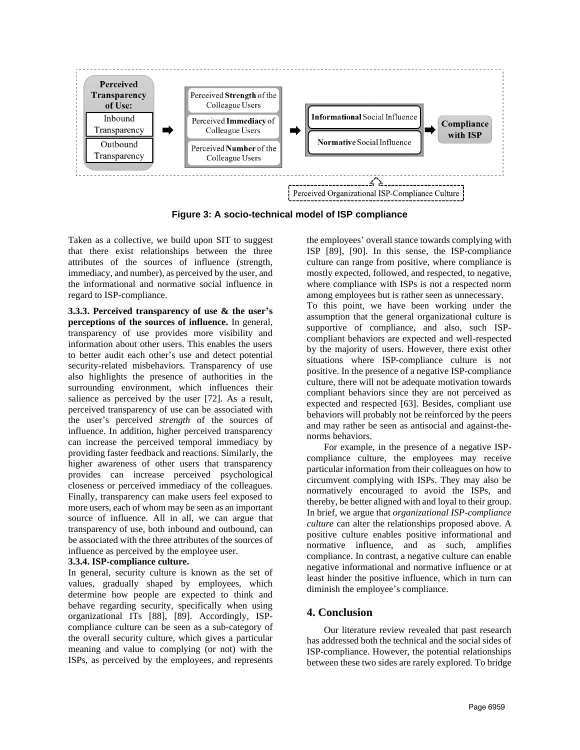Figure 3: A socio-technical model of ISP compliance

Taken as a collective, we build upon SIT to suggest that there exist relationships between the three attributes of the sources of influence (strength, immediacy, and number), as perceived by the user, and the informational and normative social influence in regard to ISP-compliance.

**3.3.3. Perceived transparency of use & the user's perceptions of the sources of influence.** In general, transparency of use provides more visibility and information about other users. This enables the users to better audit each other's use and detect potential security-related misbehaviors. Transparency of use also highlights the presence of authorities in the surrounding environment, which influences their salience as perceived by the user [72]. As a result, perceived transparency of use can be associated with the user's perceived *strength* of the sources of influence. In addition, higher perceived transparency can increase the perceived temporal immediacy by providing faster feedback and reactions. Similarly, the higher awareness of other users that transparency provides can increase perceived psychological closeness or perceived immediacy of the colleagues. Finally, transparency can make users feel exposed to more users, each of whom may be seen as an important source of influence. All in all, we can argue that transparency of use, both inbound and outbound, can be associated with the three attributes of the sources of influence as perceived by the employee user.

**3.3.4. ISP-compliance culture.**

In general, security culture is known as the set of values, gradually shaped by employees, which determine how people are expected to think and behave regarding security, specifically when using organizational ITs [88], [89]. Accordingly, ISP-compliance culture can be seen as a sub-category of the overall security culture, which gives a particular meaning and value to complying (or not) with the ISPs, as perceived by the employees, and represents the employees' overall stance towards complying with ISP [89], [90]. In this sense, the ISP-compliance culture can range from positive, where compliance is mostly expected, followed, and respected, to negative, where compliance with ISPs is not a respected norm among employees but is rather seen as unnecessary.

To this point, we have been working under the assumption that the general organizational culture is supportive of compliance, and also, such ISP-compliant behaviors are expected and well-respected by the majority of users. However, there exist other situations where ISP-compliance culture is not positive. In the presence of a negative ISP-compliance culture, there will not be adequate motivation towards compliant behaviors since they are not perceived as expected and respected [63]. Besides, compliant use behaviors will probably not be reinforced by the peers and may rather be seen as antisocial and against-the-norms behaviors.

For example, in the presence of a negative ISP-compliance culture, the employees may receive particular information from their colleagues on how to circumvent complying with ISPs. They may also be normatively encouraged to avoid the ISPs, and thereby, be better aligned with and loyal to their group. In brief, we argue that *organizational ISP-compliance culture* can alter the relationships proposed above. A positive culture enables positive informational and normative influence, and as such, amplifies compliance. In contrast, a negative culture can enable negative informational and normative influence or at least hinder the positive influence, which in turn can diminish the employee's compliance.

## 4. Conclusion

Our literature review revealed that past research has addressed both the technical and the social sides of ISP-compliance. However, the potential relationships between these two sides are rarely explored. To bridge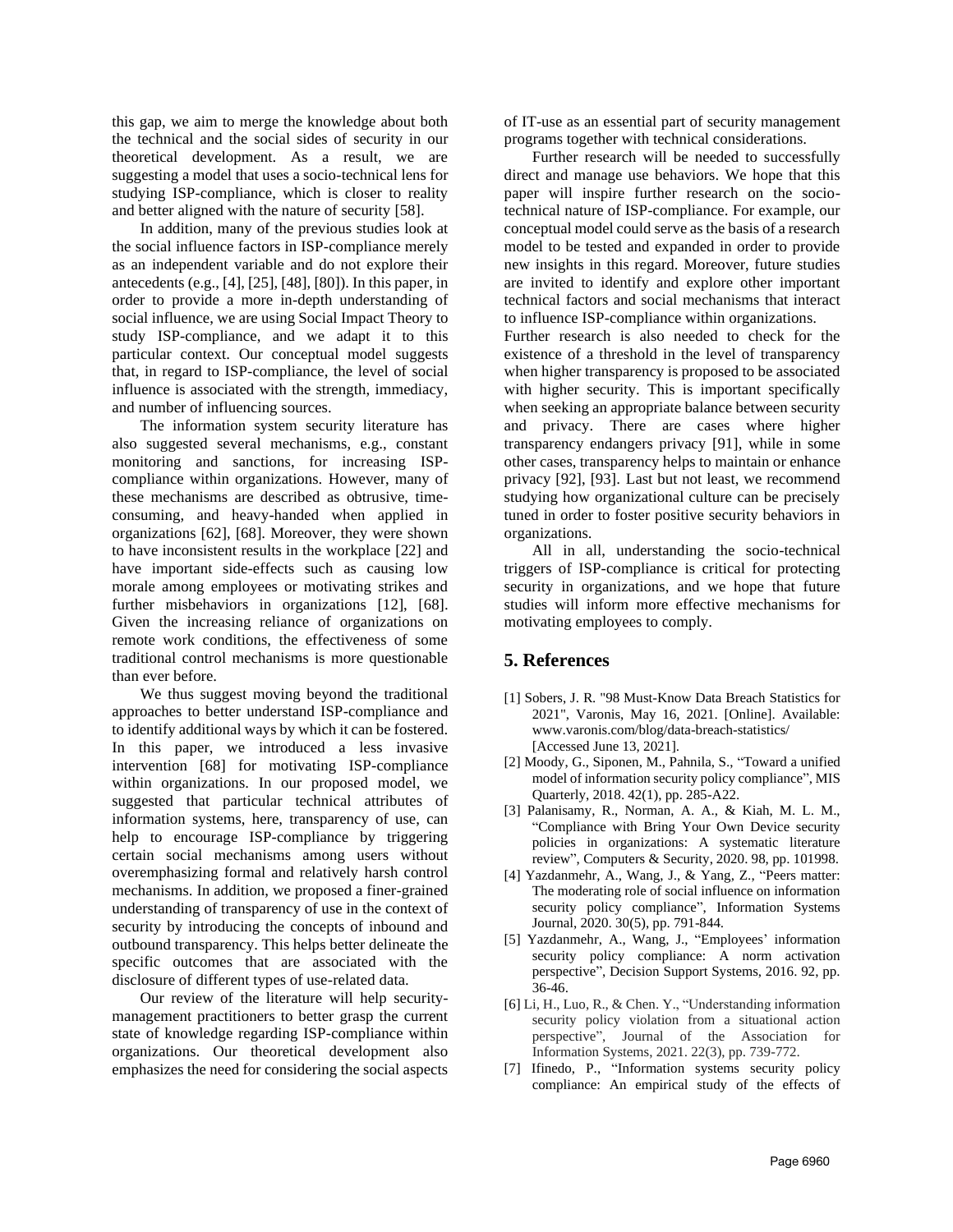this gap, we aim to merge the knowledge about both the technical and the social sides of security in our theoretical development. As a result, we are suggesting a model that uses a socio-technical lens for studying ISP-compliance, which is closer to reality and better aligned with the nature of security [58].

In addition, many of the previous studies look at the social influence factors in ISP-compliance merely as an independent variable and do not explore their antecedents (e.g., [4], [25], [48], [80]). In this paper, in order to provide a more in-depth understanding of social influence, we are using Social Impact Theory to study ISP-compliance, and we adapt it to this particular context. Our conceptual model suggests that, in regard to ISP-compliance, the level of social influence is associated with the strength, immediacy, and number of influencing sources.

The information system security literature has also suggested several mechanisms, e.g., constant monitoring and sanctions, for increasing ISP-compliance within organizations. However, many of these mechanisms are described as obtrusive, time-consuming, and heavy-handed when applied in organizations [62], [68]. Moreover, they were shown to have inconsistent results in the workplace [22] and have important side-effects such as causing low morale among employees or motivating strikes and further misbehaviors in organizations [12], [68]. Given the increasing reliance of organizations on remote work conditions, the effectiveness of some traditional control mechanisms is more questionable than ever before.

We thus suggest moving beyond the traditional approaches to better understand ISP-compliance and to identify additional ways by which it can be fostered. In this paper, we introduced a less invasive intervention [68] for motivating ISP-compliance within organizations. In our proposed model, we suggested that particular technical attributes of information systems, here, transparency of use, can help to encourage ISP-compliance by triggering certain social mechanisms among users without overemphasizing formal and relatively harsh control mechanisms. In addition, we proposed a finer-grained understanding of transparency of use in the context of security by introducing the concepts of inbound and outbound transparency. This helps better delineate the specific outcomes that are associated with the disclosure of different types of use-related data.

Our review of the literature will help security-management practitioners to better grasp the current state of knowledge regarding ISP-compliance within organizations. Our theoretical development also emphasizes the need for considering the social aspects of IT-use as an essential part of security management programs together with technical considerations.

Further research will be needed to successfully direct and manage use behaviors. We hope that this paper will inspire further research on the socio-technical nature of ISP-compliance. For example, our conceptual model could serve as the basis of a research model to be tested and expanded in order to provide new insights in this regard. Moreover, future studies are invited to identify and explore other important technical factors and social mechanisms that interact to influence ISP-compliance within organizations.

Further research is also needed to check for the existence of a threshold in the level of transparency when higher transparency is proposed to be associated with higher security. This is important specifically when seeking an appropriate balance between security and privacy. There are cases where higher transparency endangers privacy [91], while in some other cases, transparency helps to maintain or enhance privacy [92], [93]. Last but not least, we recommend studying how organizational culture can be precisely tuned in order to foster positive security behaviors in organizations.

All in all, understanding the socio-technical triggers of ISP-compliance is critical for protecting security in organizations, and we hope that future studies will inform more effective mechanisms for motivating employees to comply.

## 5. References

[1] Sobers, J. R. "98 Must-Know Data Breach Statistics for 2021", Varonis, May 16, 2021. [Online]. Available: www.varonis.com/blog/data-breach-statistics/ [Accessed June 13, 2021].

[2] Moody, G., Siponen, M., Pahnila, S., "Toward a unified model of information security policy compliance", MIS Quarterly, 2018. 42(1), pp. 285-A22.

[3] Palanisamy, R., Norman, A. A., & Kiah, M. L. M., "Compliance with Bring Your Own Device security policies in organizations: A systematic literature review", Computers & Security, 2020. 98, pp. 101998.

[4] Yazdanmehr, A., Wang, J., & Yang, Z., "Peers matter: The moderating role of social influence on information security policy compliance", Information Systems Journal, 2020. 30(5), pp. 791-844.

[5] Yazdanmehr, A., Wang, J., "Employees' information security policy compliance: A norm activation perspective", Decision Support Systems, 2016. 92, pp. 36-46.

[6] Li, H., Luo, R., & Chen. Y., "Understanding information security policy violation from a situational action perspective", Journal of the Association for Information Systems, 2021. 22(3), pp. 739-772.

[7] Ifinedo, P., "Information systems security policy compliance: An empirical study of the effects of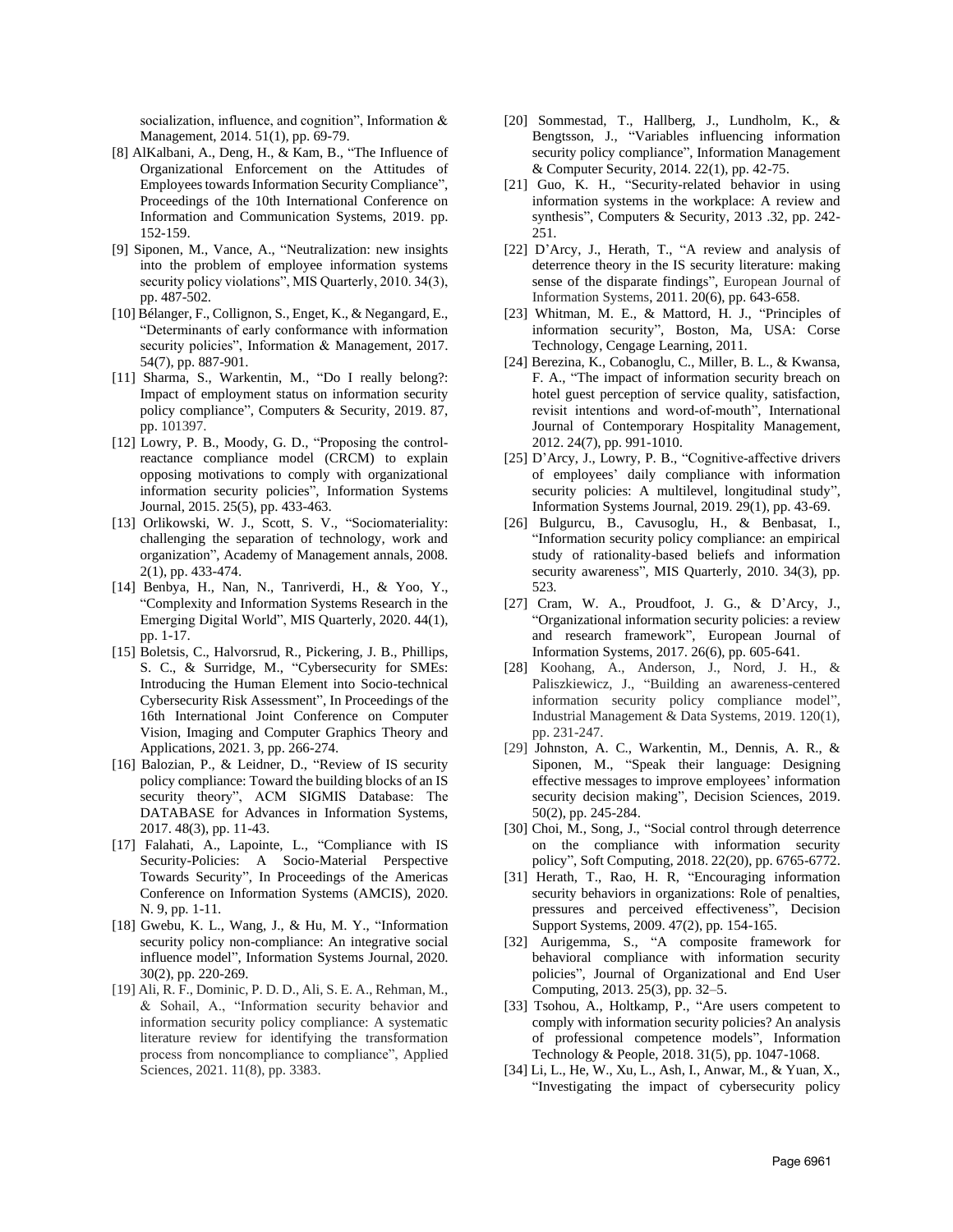socialization, influence, and cognition", Information & Management, 2014. 51(1), pp. 69-79.

[8] AlKalbani, A., Deng, H., & Kam, B., "The Influence of Organizational Enforcement on the Attitudes of Employees towards Information Security Compliance", Proceedings of the 10th International Conference on Information and Communication Systems, 2019. pp. 152-159.

[9] Siponen, M., Vance, A., "Neutralization: new insights into the problem of employee information systems security policy violations", MIS Quarterly, 2010. 34(3), pp. 487-502.

[10] Bélanger, F., Collignon, S., Enget, K., & Negangard, E., "Determinants of early conformance with information security policies", Information & Management, 2017. 54(7), pp. 887-901.

[11] Sharma, S., Warkentin, M., "Do I really belong?: Impact of employment status on information security policy compliance", Computers & Security, 2019. 87, pp. 101397.

[12] Lowry, P. B., Moody, G. D., "Proposing the control-reactance compliance model (CRCM) to explain opposing motivations to comply with organizational information security policies", Information Systems Journal, 2015. 25(5), pp. 433-463.

[13] Orlikowski, W. J., Scott, S. V., "Sociomateriality: challenging the separation of technology, work and organization", Academy of Management annals, 2008. 2(1), pp. 433-474.

[14] Benbya, H., Nan, N., Tanriverdi, H., & Yoo, Y., "Complexity and Information Systems Research in the Emerging Digital World", MIS Quarterly, 2020. 44(1), pp. 1-17.

[15] Boletsis, C., Halvorsrud, R., Pickering, J. B., Phillips, S. C., & Surridge, M., "Cybersecurity for SMEs: Introducing the Human Element into Socio-technical Cybersecurity Risk Assessment", In Proceedings of the 16th International Joint Conference on Computer Vision, Imaging and Computer Graphics Theory and Applications, 2021. 3, pp. 266-274.

[16] Balozian, P., & Leidner, D., "Review of IS security policy compliance: Toward the building blocks of an IS security theory", ACM SIGMIS Database: The DATABASE for Advances in Information Systems, 2017. 48(3), pp. 11-43.

[17] Falahati, A., Lapointe, L., "Compliance with IS Security-Policies: A Socio-Material Perspective Towards Security", In Proceedings of the Americas Conference on Information Systems (AMCIS), 2020. N. 9, pp. 1-11.

[18] Gwebu, K. L., Wang, J., & Hu, M. Y., "Information security policy non-compliance: An integrative social influence model", Information Systems Journal, 2020. 30(2), pp. 220-269.

[19] Ali, R. F., Dominic, P. D. D., Ali, S. E. A., Rehman, M., & Sohail, A., "Information security behavior and information security policy compliance: A systematic literature review for identifying the transformation process from noncompliance to compliance", Applied Sciences, 2021. 11(8), pp. 3383.

[20] Sommestad, T., Hallberg, J., Lundholm, K., & Bengtsson, J., "Variables influencing information security policy compliance", Information Management & Computer Security, 2014. 22(1), pp. 42-75.

[21] Guo, K. H., "Security-related behavior in using information systems in the workplace: A review and synthesis", Computers & Security, 2013 .32, pp. 242-251.

[22] D'Arcy, J., Herath, T., "A review and analysis of deterrence theory in the IS security literature: making sense of the disparate findings", European Journal of Information Systems, 2011. 20(6), pp. 643-658.

[23] Whitman, M. E., & Mattord, H. J., "Principles of information security", Boston, Ma, USA: Corse Technology, Cengage Learning, 2011.

[24] Berezina, K., Cobanoglu, C., Miller, B. L., & Kwansa, F. A., "The impact of information security breach on hotel guest perception of service quality, satisfaction, revisit intentions and word-of-mouth", International Journal of Contemporary Hospitality Management, 2012. 24(7), pp. 991-1010.

[25] D'Arcy, J., Lowry, P. B., "Cognitive-affective drivers of employees' daily compliance with information security policies: A multilevel, longitudinal study", Information Systems Journal, 2019. 29(1), pp. 43-69.

[26] Bulgurcu, B., Cavusoglu, H., & Benbasat, I., "Information security policy compliance: an empirical study of rationality-based beliefs and information security awareness", MIS Quarterly, 2010. 34(3), pp. 523.

[27] Cram, W. A., Proudfoot, J. G., & D'Arcy, J., "Organizational information security policies: a review and research framework", European Journal of Information Systems, 2017. 26(6), pp. 605-641.

[28] Koohang, A., Anderson, J., Nord, J. H., & Paliszkiewicz, J., "Building an awareness-centered information security policy compliance model", Industrial Management & Data Systems, 2019. 120(1), pp. 231-247.

[29] Johnston, A. C., Warkentin, M., Dennis, A. R., & Siponen, M., "Speak their language: Designing effective messages to improve employees' information security decision making", Decision Sciences, 2019. 50(2), pp. 245-284.

[30] Choi, M., Song, J., "Social control through deterrence on the compliance with information security policy", Soft Computing, 2018. 22(20), pp. 6765-6772.

[31] Herath, T., Rao, H. R, "Encouraging information security behaviors in organizations: Role of penalties, pressures and perceived effectiveness", Decision Support Systems, 2009. 47(2), pp. 154-165.

[32] Aurigemma, S., "A composite framework for behavioral compliance with information security policies", Journal of Organizational and End User Computing, 2013. 25(3), pp. 32–5.

[33] Tsohou, A., Holtkamp, P., "Are users competent to comply with information security policies? An analysis of professional competence models", Information Technology & People, 2018. 31(5), pp. 1047-1068.

[34] Li, L., He, W., Xu, L., Ash, I., Anwar, M., & Yuan, X., "Investigating the impact of cybersecurity policy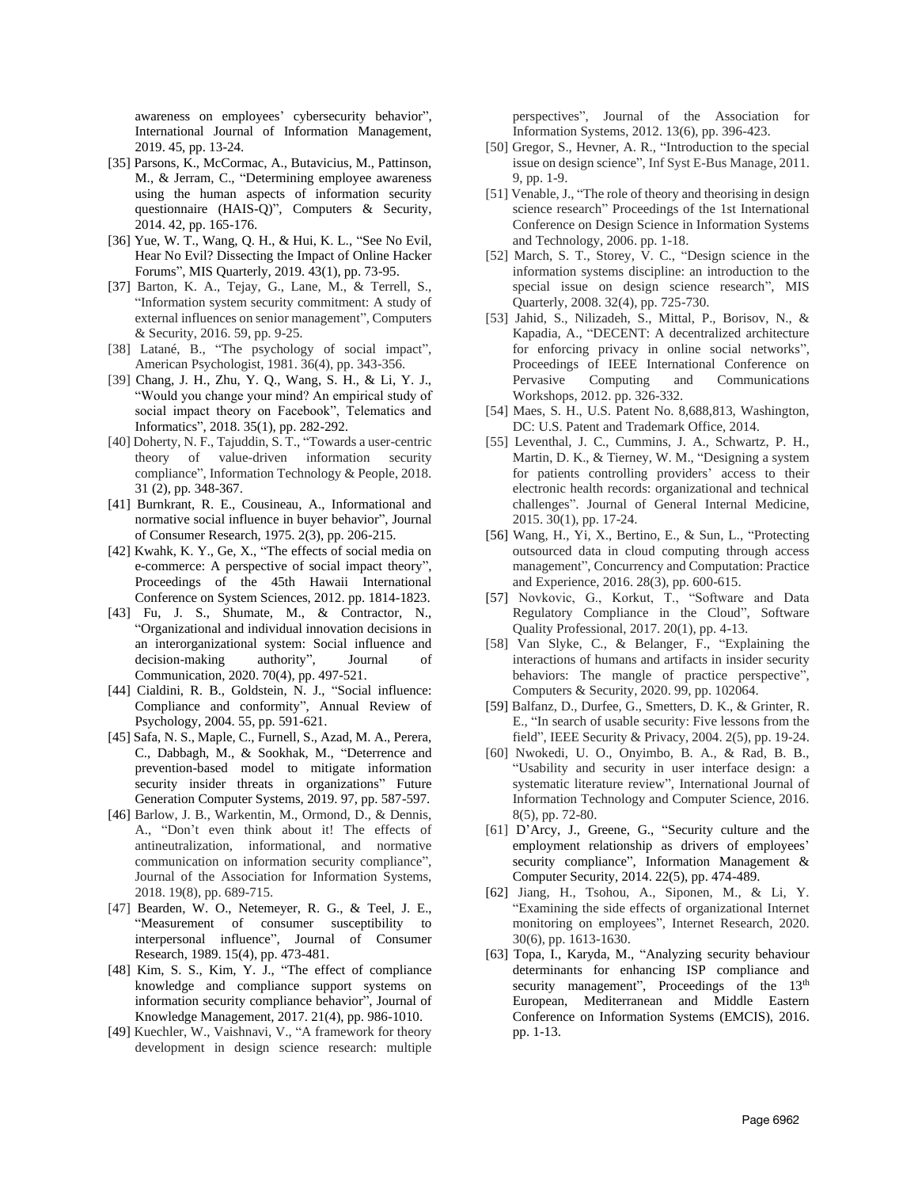awareness on employees' cybersecurity behavior", International Journal of Information Management, 2019. 45, pp. 13-24.

[35] Parsons, K., McCormac, A., Butavicius, M., Pattinson, M., & Jerram, C., "Determining employee awareness using the human aspects of information security questionnaire (HAIS-Q)", Computers & Security, 2014. 42, pp. 165-176.

[36] Yue, W. T., Wang, Q. H., & Hui, K. L., "See No Evil, Hear No Evil? Dissecting the Impact of Online Hacker Forums", MIS Quarterly, 2019. 43(1), pp. 73-95.

[37] Barton, K. A., Tejay, G., Lane, M., & Terrell, S., "Information system security commitment: A study of external influences on senior management", Computers & Security, 2016. 59, pp. 9-25.

[38] Latané, B., "The psychology of social impact", American Psychologist, 1981. 36(4), pp. 343-356.

[39] Chang, J. H., Zhu, Y. Q., Wang, S. H., & Li, Y. J., "Would you change your mind? An empirical study of social impact theory on Facebook", Telematics and Informatics", 2018. 35(1), pp. 282-292.

[40] Doherty, N. F., Tajuddin, S. T., "Towards a user-centric theory of value-driven information security compliance", Information Technology & People, 2018. 31 (2), pp. 348-367.

[41] Burnkrant, R. E., Cousineau, A., Informational and normative social influence in buyer behavior", Journal of Consumer Research, 1975. 2(3), pp. 206-215.

[42] Kwahk, K. Y., Ge, X., "The effects of social media on e-commerce: A perspective of social impact theory", Proceedings of the 45th Hawaii International Conference on System Sciences, 2012. pp. 1814-1823.

[43] Fu, J. S., Shumate, M., & Contractor, N., "Organizational and individual innovation decisions in an interorganizational system: Social influence and decision-making authority", Journal of Communication, 2020. 70(4), pp. 497-521.

[44] Cialdini, R. B., Goldstein, N. J., "Social influence: Compliance and conformity", Annual Review of Psychology, 2004. 55, pp. 591-621.

[45] Safa, N. S., Maple, C., Furnell, S., Azad, M. A., Perera, C., Dabbagh, M., & Sookhak, M., "Deterrence and prevention-based model to mitigate information security insider threats in organizations" Future Generation Computer Systems, 2019. 97, pp. 587-597.

[46] Barlow, J. B., Warkentin, M., Ormond, D., & Dennis, A., "Don't even think about it! The effects of antineutralization, informational, and normative communication on information security compliance", Journal of the Association for Information Systems, 2018. 19(8), pp. 689-715.

[47] Bearden, W. O., Netemeyer, R. G., & Teel, J. E., "Measurement of consumer susceptibility to interpersonal influence", Journal of Consumer Research, 1989. 15(4), pp. 473-481.

[48] Kim, S. S., Kim, Y. J., "The effect of compliance knowledge and compliance support systems on information security compliance behavior", Journal of Knowledge Management, 2017. 21(4), pp. 986-1010.

[49] Kuechler, W., Vaishnavi, V., "A framework for theory development in design science research: multiple perspectives", Journal of the Association for Information Systems, 2012. 13(6), pp. 396-423.

[50] Gregor, S., Hevner, A. R., "Introduction to the special issue on design science", Inf Syst E-Bus Manage, 2011. 9, pp. 1-9.

[51] Venable, J., "The role of theory and theorising in design science research" Proceedings of the 1st International Conference on Design Science in Information Systems and Technology, 2006. pp. 1-18.

[52] March, S. T., Storey, V. C., "Design science in the information systems discipline: an introduction to the special issue on design science research", MIS Quarterly, 2008. 32(4), pp. 725-730.

[53] Jahid, S., Nilizadeh, S., Mittal, P., Borisov, N., & Kapadia, A., "DECENT: A decentralized architecture for enforcing privacy in online social networks", Proceedings of IEEE International Conference on Pervasive Computing and Communications Workshops, 2012. pp. 326-332.

[54] Maes, S. H., U.S. Patent No. 8,688,813, Washington, DC: U.S. Patent and Trademark Office, 2014.

[55] Leventhal, J. C., Cummins, J. A., Schwartz, P. H., Martin, D. K., & Tierney, W. M., "Designing a system for patients controlling providers' access to their electronic health records: organizational and technical challenges". Journal of General Internal Medicine, 2015. 30(1), pp. 17-24.

[56] Wang, H., Yi, X., Bertino, E., & Sun, L., "Protecting outsourced data in cloud computing through access management", Concurrency and Computation: Practice and Experience, 2016. 28(3), pp. 600-615.

[57] Novkovic, G., Korkut, T., "Software and Data Regulatory Compliance in the Cloud", Software Quality Professional, 2017. 20(1), pp. 4-13.

[58] Van Slyke, C., & Belanger, F., "Explaining the interactions of humans and artifacts in insider security behaviors: The mangle of practice perspective", Computers & Security, 2020. 99, pp. 102064.

[59] Balfanz, D., Durfee, G., Smetters, D. K., & Grinter, R. E., "In search of usable security: Five lessons from the field", IEEE Security & Privacy, 2004. 2(5), pp. 19-24.

[60] Nwokedi, U. O., Onyimbo, B. A., & Rad, B. B., "Usability and security in user interface design: a systematic literature review", International Journal of Information Technology and Computer Science, 2016. 8(5), pp. 72-80.

[61] D'Arcy, J., Greene, G., "Security culture and the employment relationship as drivers of employees' security compliance", Information Management & Computer Security, 2014. 22(5), pp. 474-489.

[62] Jiang, H., Tsohou, A., Siponen, M., & Li, Y. "Examining the side effects of organizational Internet monitoring on employees", Internet Research, 2020. 30(6), pp. 1613-1630.

[63] Topa, I., Karyda, M., "Analyzing security behaviour determinants for enhancing ISP compliance and security management", Proceedings of the 13th European, Mediterranean and Middle Eastern Conference on Information Systems (EMCIS), 2016. pp. 1-13.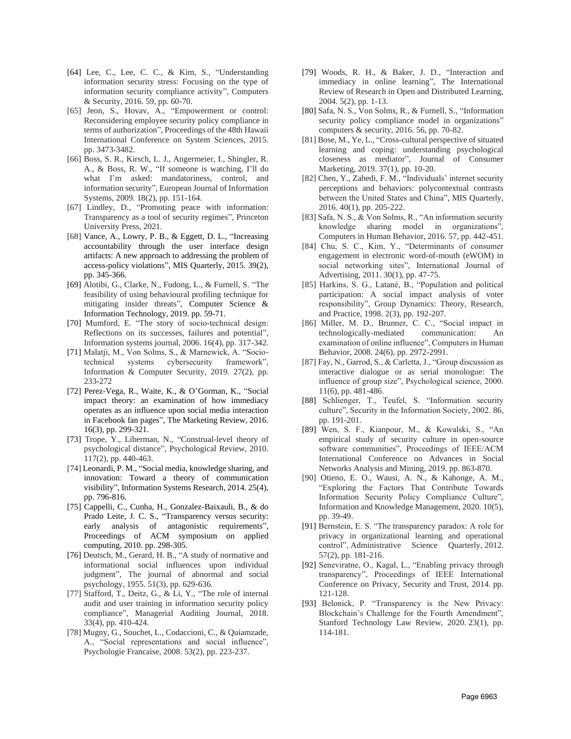[64] Lee, C., Lee, C. C., & Kim, S., "Understanding information security stress: Focusing on the type of information security compliance activity", Computers & Security, 2016. 59, pp. 60-70.

[65] Jeon, S., Hovav, A., "Empowerment or control: Reconsidering employee security policy compliance in terms of authorization", Proceedings of the 48th Hawaii International Conference on System Sciences, 2015. pp. 3473-3482.

[66] Boss, S. R., Kirsch, L. J., Angermeier, I., Shingler, R. A., & Boss, R. W., "If someone is watching, I'll do what I'm asked: mandatoriness, control, and information security", European Journal of Information Systems, 2009. 18(2), pp. 151-164.

[67] Lindley, D., "Promoting peace with information: Transparency as a tool of security regimes", Princeton University Press, 2021.

[68] Vance, A., Lowry, P. B., & Eggett, D. L., "Increasing accountability through the user interface design artifacts: A new approach to addressing the problem of access-policy violations", MIS Quarterly, 2015. 39(2), pp. 345-366.

[69] Alotibi, G., Clarke, N., Fudong, L., & Furnell, S. "The feasibility of using behavioural profiling technique for mitigating insider threats", Computer Science & Information Technology, 2019. pp. 59-71.

[70] Mumford, E. "The story of socio-technical design: Reflections on its successes, failures and potential", Information systems journal, 2006. 16(4), pp. 317-342.

[71] Malatji, M., Von Solms, S., & Marnewick, A. "Socio-technical systems cybersecurity framework", Information & Computer Security, 2019. 27(2), pp. 233-272

[72] Perez-Vega, R., Waite, K., & O'Gorman, K., "Social impact theory: an examination of how immediacy operates as an influence upon social media interaction in Facebook fan pages", The Marketing Review, 2016. 16(3), pp. 299-321.

[73] Trope, Y., Liberman, N., "Construal-level theory of psychological distance", Psychological Review, 2010. 117(2), pp. 440-463.

[74] Leonardi, P. M., "Social media, knowledge sharing, and innovation: Toward a theory of communication visibility", Information Systems Research, 2014. 25(4), pp. 796-816.

[75] Cappelli, C., Cunha, H., Gonzalez-Baixauli, B., & do Prado Leite, J. C. S., "Transparency versus security: early analysis of antagonistic requirements", Proceedings of ACM symposium on applied computing, 2010. pp. 298-305.

[76] Deutsch, M., Gerard, H. B., "A study of normative and informational social influences upon individual judgment", The journal of abnormal and social psychology, 1955. 51(3), pp. 629-636.

[77] Stafford, T., Deitz, G., & Li, Y., "The role of internal audit and user training in information security policy compliance", Managerial Auditing Journal, 2018. 33(4), pp. 410-424.

[78] Mugny, G., Souchet, L., Codaccioni, C., & Quiamzade, A., "Social representations and social influence", Psychologie Francaise, 2008. 53(2), pp. 223-237.

[79] Woods, R. H., & Baker, J. D., "Interaction and immediacy in online learning", The International Review of Research in Open and Distributed Learning, 2004. 5(2), pp. 1-13.

[80] Safa, N. S., Von Solms, R., & Furnell, S., "Information security policy compliance model in organizations" computers & security, 2016. 56, pp. 70-82.

[81] Bose, M., Ye, L., "Cross-cultural perspective of situated learning and coping: understanding psychological closeness as mediator", Journal of Consumer Marketing, 2019. 37(1), pp. 10-20.

[82] Chen, Y., Zahedi, F. M., "Individuals' internet security perceptions and behaviors: polycontextual contrasts between the United States and China", MIS Quarterly, 2016. 40(1), pp. 205-222.

[83] Safa, N. S., & Von Solms, R., "An information security knowledge sharing model in organizations", Computers in Human Behavior, 2016. 57, pp. 442-451.

[84] Chu, S. C., Kim, Y., "Determinants of consumer engagement in electronic word-of-mouth (eWOM) in social networking sites", International Journal of Advertising, 2011. 30(1), pp. 47-75.

[85] Harkins, S. G., Latané, B., "Population and political participation: A social impact analysis of voter responsibility", Group Dynamics: Theory, Research, and Practice, 1998. 2(3), pp. 192-207.

[86] Miller, M. D., Brunner, C. C., "Social impact in technologically-mediated communication: An examination of online influence", Computers in Human Behavior, 2008. 24(6), pp. 2972-2991.

[87] Fay, N., Garrod, S., & Carletta, J., "Group discussion as interactive dialogue or as serial monologue: The influence of group size", Psychological science, 2000. 11(6), pp. 481-486.

[88] Schlienger, T., Teufel, S. "Information security culture", Security in the Information Society, 2002. 86, pp. 191-201.

[89] Wen, S. F., Kianpour, M., & Kowalski, S., "An empirical study of security culture in open-source software communities", Proceedings of IEEE/ACM International Conference on Advances in Social Networks Analysis and Mining, 2019. pp. 863-870.

[90] Otieno, E. O., Wausi, A. N., & Kahonge, A. M., "Exploring the Factors That Contribute Towards Information Security Policy Compliance Culture", Information and Knowledge Management, 2020. 10(5), pp. 39-49.

[91] Bernstein, E. S. "The transparency paradox: A role for privacy in organizational learning and operational control", Administrative Science Quarterly, 2012. 57(2), pp. 181-216.

[92] Seneviratne, O., Kagal, L., "Enabling privacy through transparency", Proceedings of IEEE International Conference on Privacy, Security and Trust, 2014. pp. 121-128.

[93] Belonick, P. "Transparency is the New Privacy: Blockchain's Challenge for the Fourth Amendment", Stanford Technology Law Review, 2020. 23(1), pp. 114-181.